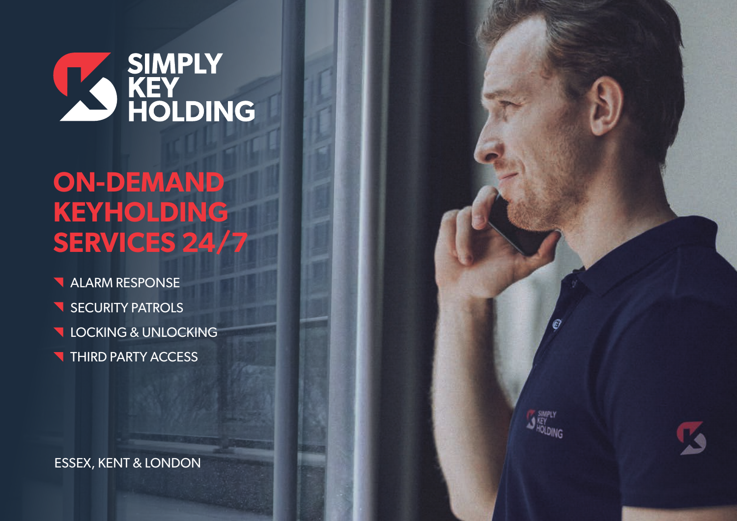# SIMPLY KEY HOLDING

## ON-DEMAND KEYHOLDING SERVICES 24/7

- ALARM RESPONSE
- SECURITY PATROLS
- LOCKING & UNLOCKING
- THIRD PARTY ACCESS

ESSEX, KENT & LONDON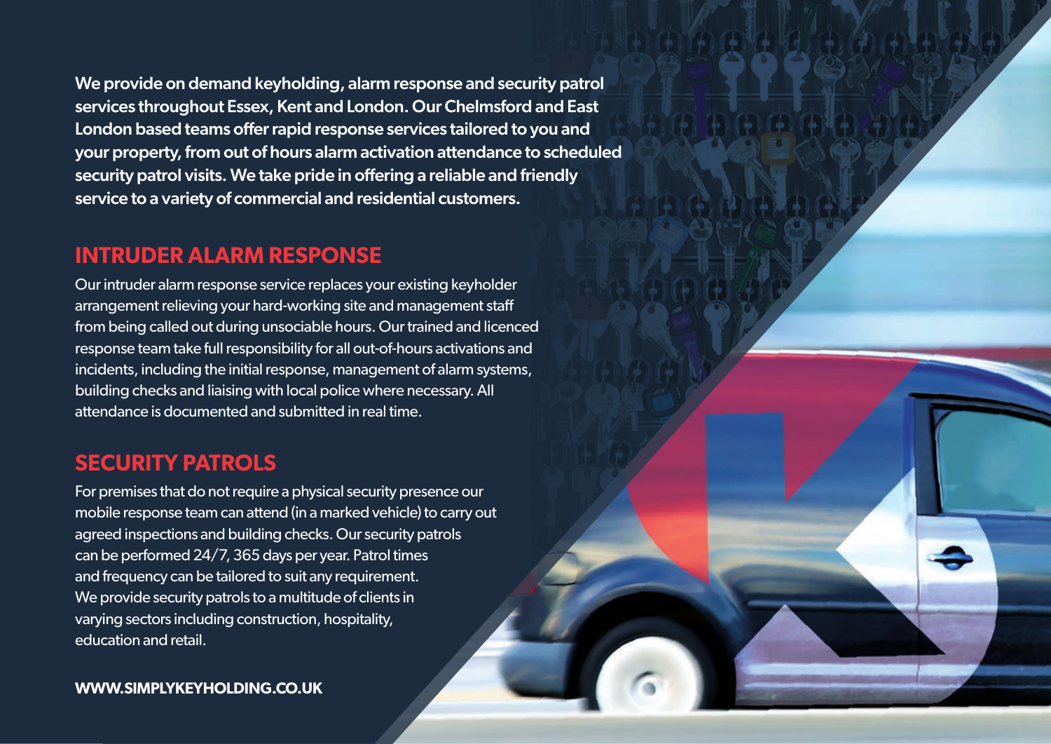**We provide on demand keyholding, alarm response and security patrol services throughout Essex, Kent and London. Our Chelmsford and East London based teams offer rapid response services tailored to you and your property, from out of hours alarm activation attendance to scheduled security patrol visits. We take pride in offering a reliable and friendly service to a variety of commercial and residential customers.**

## INTRUDER ALARM RESPONSE

Our intruder alarm response service replaces your existing keyholder arrangement relieving your hard-working site and management staff from being called out during unsociable hours. Our trained and licenced response team take full responsibility for all out-of-hours activations and incidents, including the initial response, management of alarm systems, building checks and liaising with local police where necessary. All attendance is documented and submitted in real time.

## SECURITY PATROLS

For premises that do not require a physical security presence our mobile response team can attend (in a marked vehicle) to carry out agreed inspections and building checks. Our security patrols can be performed 24/7, 365 days per year. Patrol times and frequency can be tailored to suit any requirement. We provide security patrols to a multitude of clients in varying sectors including construction, hospitality, education and retail.

**WWW.SIMPLYKEYHOLDING.CO.UK**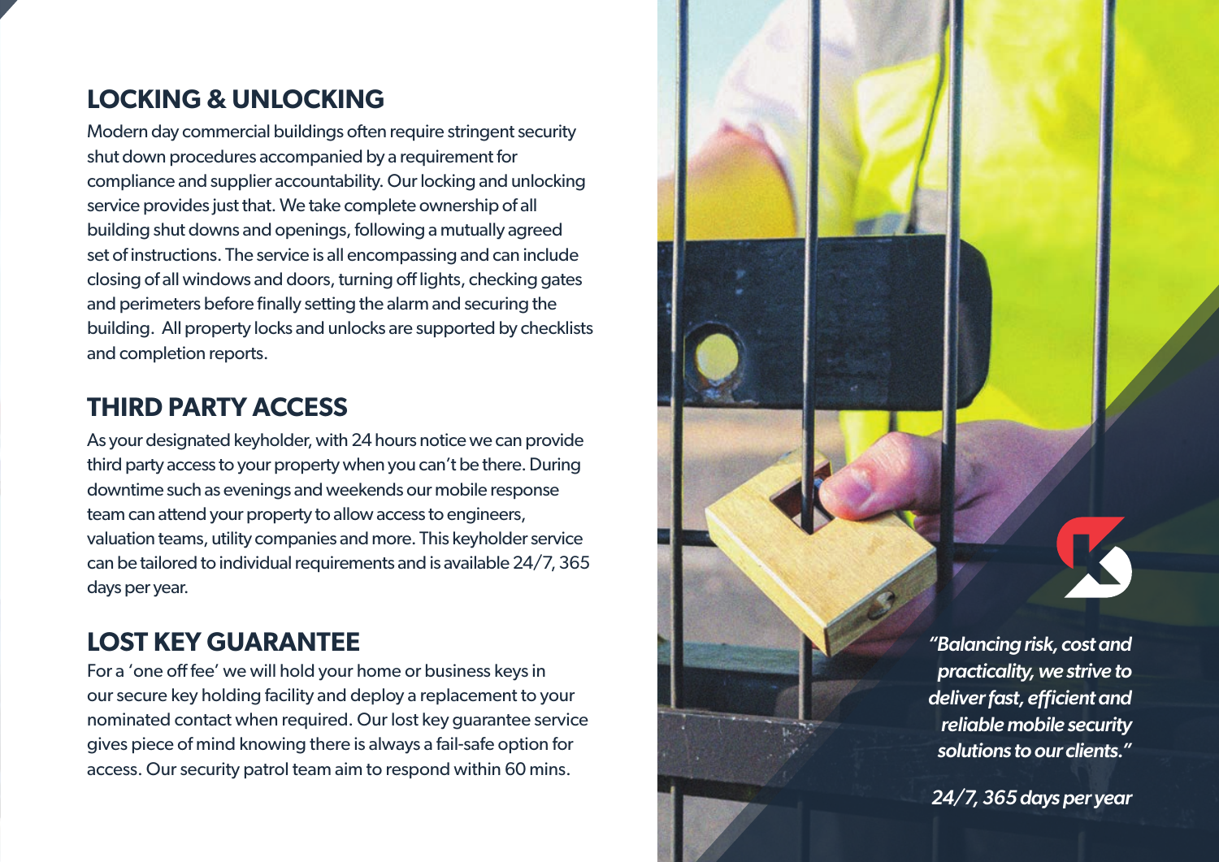## LOCKING & UNLOCKING

Modern day commercial buildings often require stringent security shut down procedures accompanied by a requirement for compliance and supplier accountability. Our locking and unlocking service provides just that. We take complete ownership of all building shut downs and openings, following a mutually agreed set of instructions. The service is all encompassing and can include closing of all windows and doors, turning off lights, checking gates and perimeters before finally setting the alarm and securing the building. All property locks and unlocks are supported by checklists and completion reports.

## THIRD PARTY ACCESS

As your designated keyholder, with 24 hours notice we can provide third party access to your property when you can't be there. During downtime such as evenings and weekends our mobile response team can attend your property to allow access to engineers, valuation teams, utility companies and more. This keyholder service can be tailored to individual requirements and is available 24/7, 365 days per year.

## LOST KEY GUARANTEE

For a 'one off fee' we will hold your home or business keys in our secure key holding facility and deploy a replacement to your nominated contact when required. Our lost key guarantee service gives piece of mind knowing there is always a fail-safe option for access. Our security patrol team aim to respond within 60 mins.

*"Balancing risk, cost and practicality, we strive to deliver fast, efficient and reliable mobile security solutions to our clients."*

*24/7, 365 days per year*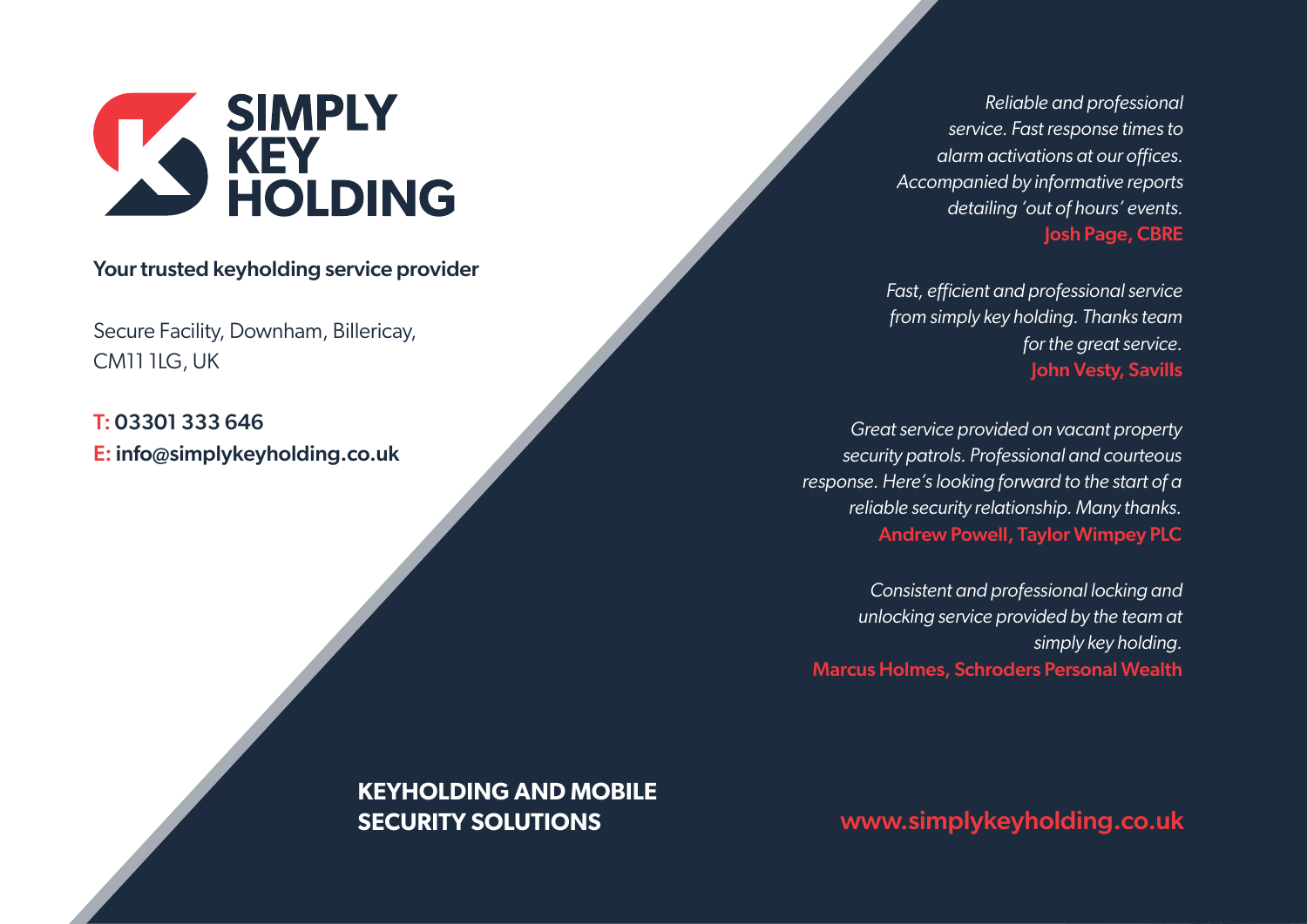# SIMPLY KEY HOLDING

**Your trusted keyholding service provider**

Secure Facility, Downham, Billericay,
CM11 1LG, UK

**T:** 03301 333 646
**E:** info@simplykeyholding.co.uk

*Reliable and professional service. Fast response times to alarm activations at our offices. Accompanied by informative reports detailing 'out of hours' events.*
**Josh Page, CBRE**

*Fast, efficient and professional service from simply key holding. Thanks team for the great service.*
**John Vesty, Savills**

*Great service provided on vacant property security patrols. Professional and courteous response. Here's looking forward to the start of a reliable security relationship. Many thanks.*
**Andrew Powell, Taylor Wimpey PLC**

*Consistent and professional locking and unlocking service provided by the team at simply key holding.*
**Marcus Holmes, Schroders Personal Wealth**

**KEYHOLDING AND MOBILE SECURITY SOLUTIONS**

**www.simplykeyholding.co.uk**